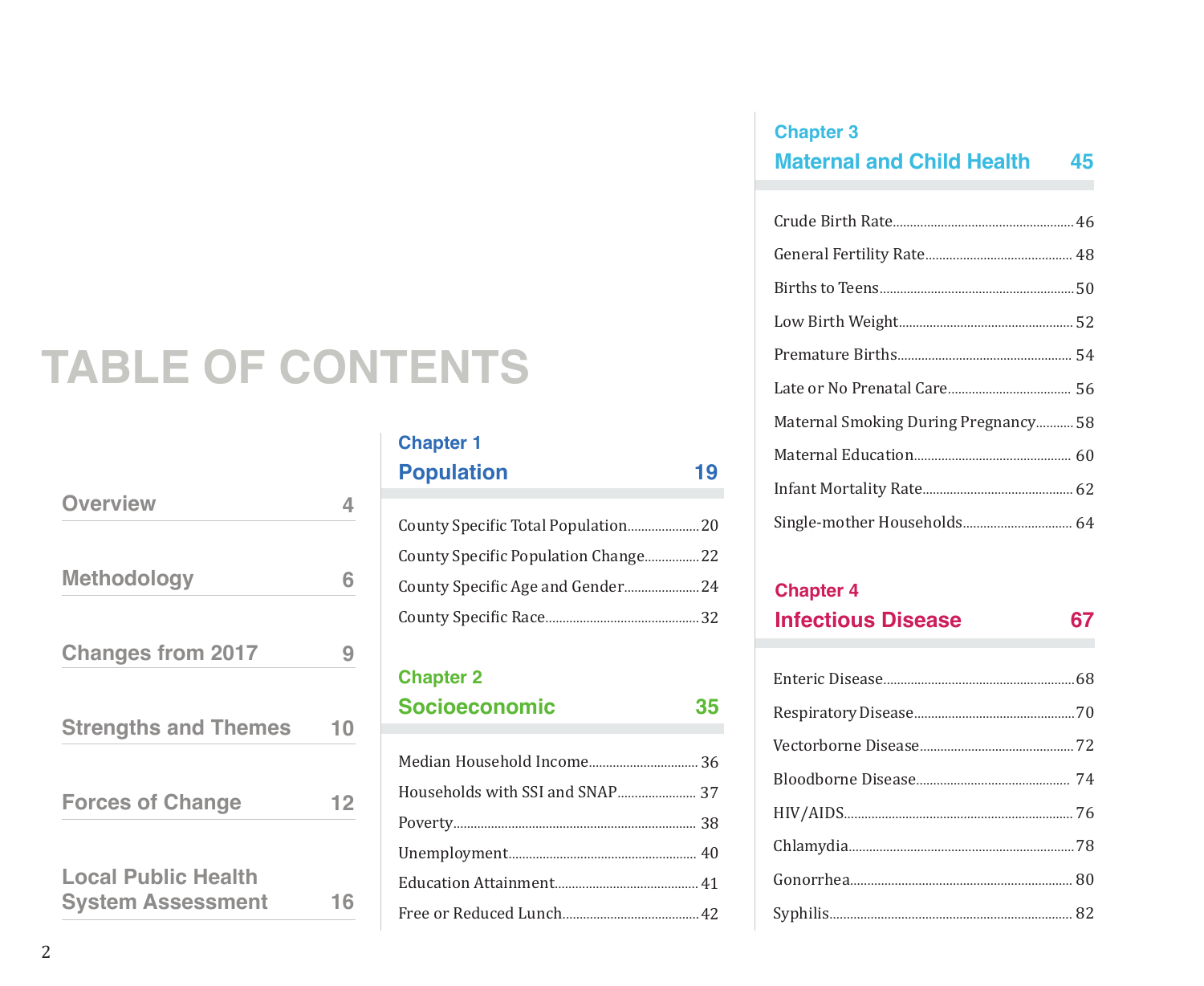# TABLE OF CONTENTS

| Section | Page |
|---|---|
| Overview | 4 |
| Methodology | 6 |
| Changes from 2017 | 9 |
| Strengths and Themes | 10 |
| Forces of Change | 12 |
| Local Public Health System Assessment | 16 |

## Chapter 1
## Population — 19

- County Specific Total Population ..... 20
- County Specific Population Change ..... 22
- County Specific Age and Gender ..... 24
- County Specific Race ..... 32

## Chapter 2
## Socioeconomic — 35

- Median Household Income ..... 36
- Households with SSI and SNAP ..... 37
- Poverty ..... 38
- Unemployment ..... 40
- Education Attainment ..... 41
- Free or Reduced Lunch ..... 42

## Chapter 3
## Maternal and Child Health — 45

- Crude Birth Rate ..... 46
- General Fertility Rate ..... 48
- Births to Teens ..... 50
- Low Birth Weight ..... 52
- Premature Births ..... 54
- Late or No Prenatal Care ..... 56
- Maternal Smoking During Pregnancy ..... 58
- Maternal Education ..... 60
- Infant Mortality Rate ..... 62
- Single-mother Households ..... 64

## Chapter 4
## Infectious Disease — 67

- Enteric Disease ..... 68
- Respiratory Disease ..... 70
- Vectorborne Disease ..... 72
- Bloodborne Disease ..... 74
- HIV/AIDS ..... 76
- Chlamydia ..... 78
- Gonorrhea ..... 80
- Syphilis ..... 82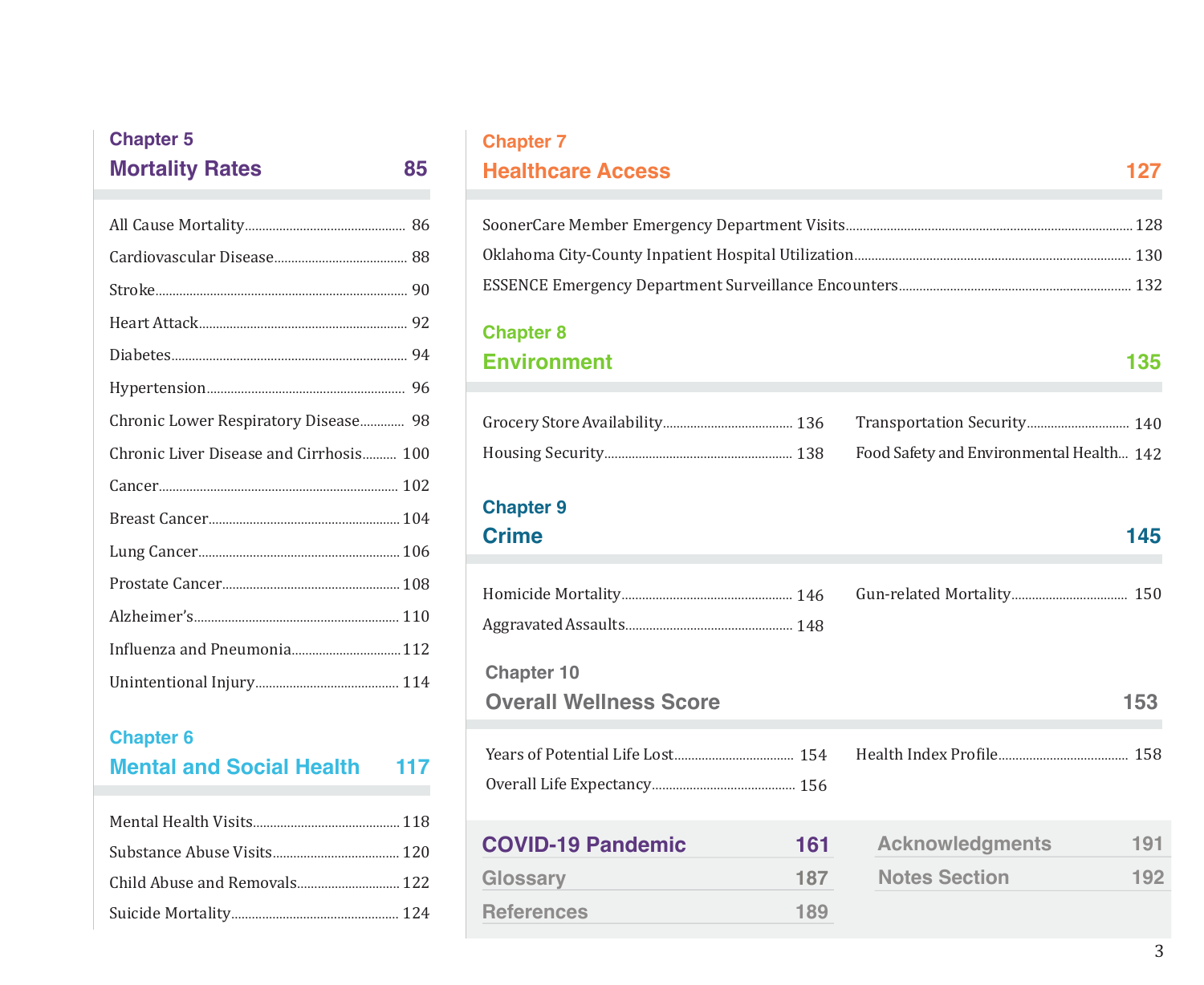## Chapter 5
## Mortality Rates 85

All Cause Mortality ... 86
Cardiovascular Disease ... 88
Stroke ... 90
Heart Attack ... 92
Diabetes ... 94
Hypertension ... 96
Chronic Lower Respiratory Disease ... 98
Chronic Liver Disease and Cirrhosis ... 100
Cancer ... 102
Breast Cancer ... 104
Lung Cancer ... 106
Prostate Cancer ... 108
Alzheimer's ... 110
Influenza and Pneumonia ... 112
Unintentional Injury ... 114

## Chapter 6
## Mental and Social Health 117

Mental Health Visits ... 118
Substance Abuse Visits ... 120
Child Abuse and Removals ... 122
Suicide Mortality ... 124

## Chapter 7
## Healthcare Access 127

SoonerCare Member Emergency Department Visits ... 128
Oklahoma City-County Inpatient Hospital Utilization ... 130
ESSENCE Emergency Department Surveillance Encounters ... 132

## Chapter 8
## Environment 135

Grocery Store Availability ... 136
Housing Security ... 138
Transportation Security ... 140
Food Safety and Environmental Health ... 142

## Chapter 9
## Crime 145

Homicide Mortality ... 146
Aggravated Assaults ... 148
Gun-related Mortality ... 150

## Chapter 10
## Overall Wellness Score 153

Years of Potential Life Lost ... 154
Overall Life Expectancy ... 156
Health Index Profile ... 158

**COVID-19 Pandemic** 161
**Glossary** 187
**References** 189
**Acknowledgments** 191
**Notes Section** 192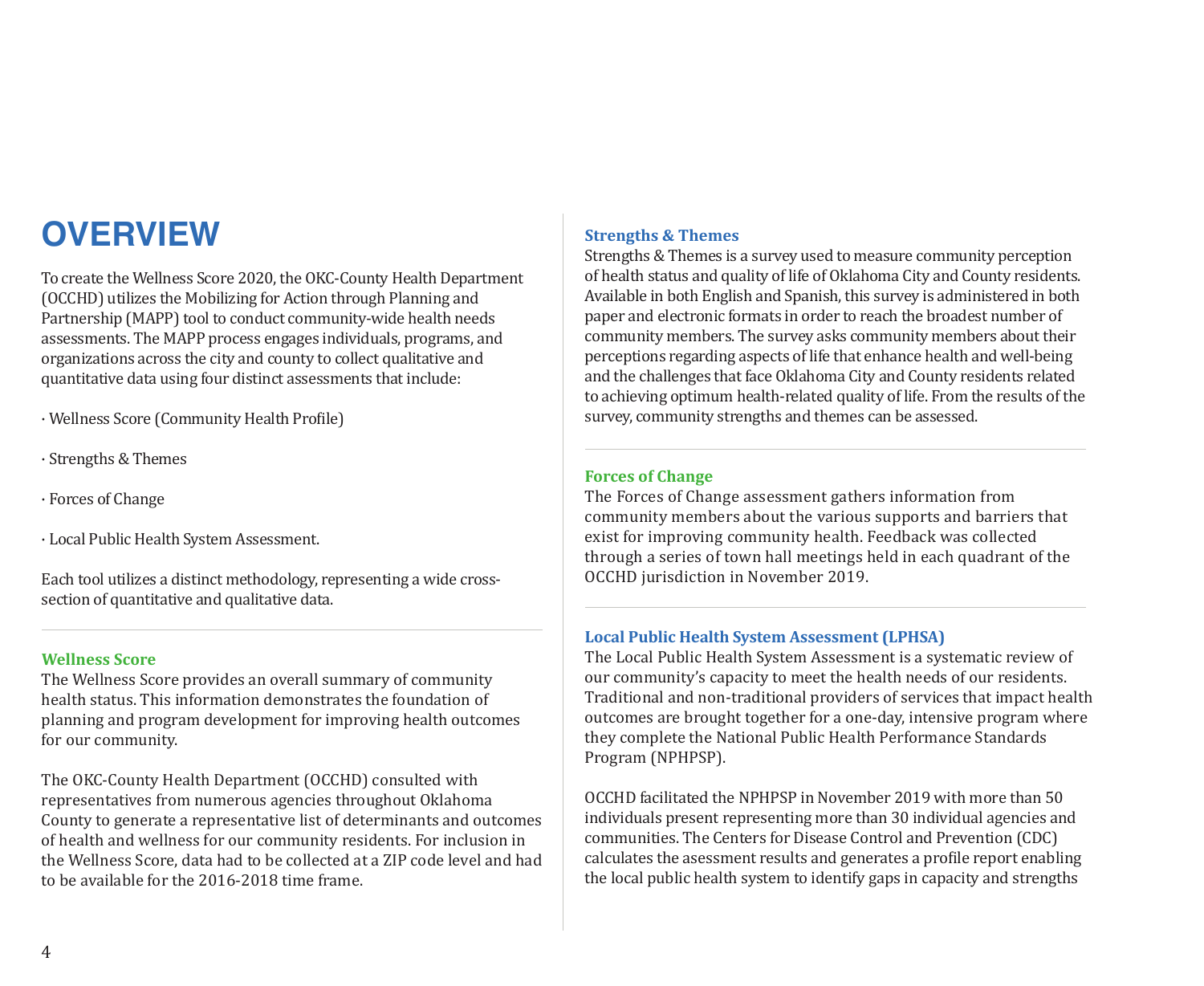# OVERVIEW

To create the Wellness Score 2020, the OKC-County Health Department (OCCHD) utilizes the Mobilizing for Action through Planning and Partnership (MAPP) tool to conduct community-wide health needs assessments. The MAPP process engages individuals, programs, and organizations across the city and county to collect qualitative and quantitative data using four distinct assessments that include:

· Wellness Score (Community Health Profile)

· Strengths & Themes

· Forces of Change

· Local Public Health System Assessment.

Each tool utilizes a distinct methodology, representing a wide cross-section of quantitative and qualitative data.

---

### Wellness Score

The Wellness Score provides an overall summary of community health status. This information demonstrates the foundation of planning and program development for improving health outcomes for our community.

The OKC-County Health Department (OCCHD) consulted with representatives from numerous agencies throughout Oklahoma County to generate a representative list of determinants and outcomes of health and wellness for our community residents. For inclusion in the Wellness Score, data had to be collected at a ZIP code level and had to be available for the 2016-2018 time frame.

### Strengths & Themes

Strengths & Themes is a survey used to measure community perception of health status and quality of life of Oklahoma City and County residents. Available in both English and Spanish, this survey is administered in both paper and electronic formats in order to reach the broadest number of community members. The survey asks community members about their perceptions regarding aspects of life that enhance health and well-being and the challenges that face Oklahoma City and County residents related to achieving optimum health-related quality of life. From the results of the survey, community strengths and themes can be assessed.

---

### Forces of Change

The Forces of Change assessment gathers information from community members about the various supports and barriers that exist for improving community health. Feedback was collected through a series of town hall meetings held in each quadrant of the OCCHD jurisdiction in November 2019.

---

### Local Public Health System Assessment (LPHSA)

The Local Public Health System Assessment is a systematic review of our community's capacity to meet the health needs of our residents. Traditional and non-traditional providers of services that impact health outcomes are brought together for a one-day, intensive program where they complete the National Public Health Performance Standards Program (NPHPSP).

OCCHD facilitated the NPHPSP in November 2019 with more than 50 individuals present representing more than 30 individual agencies and communities. The Centers for Disease Control and Prevention (CDC) calculates the asessment results and generates a profile report enabling the local public health system to identify gaps in capacity and strengths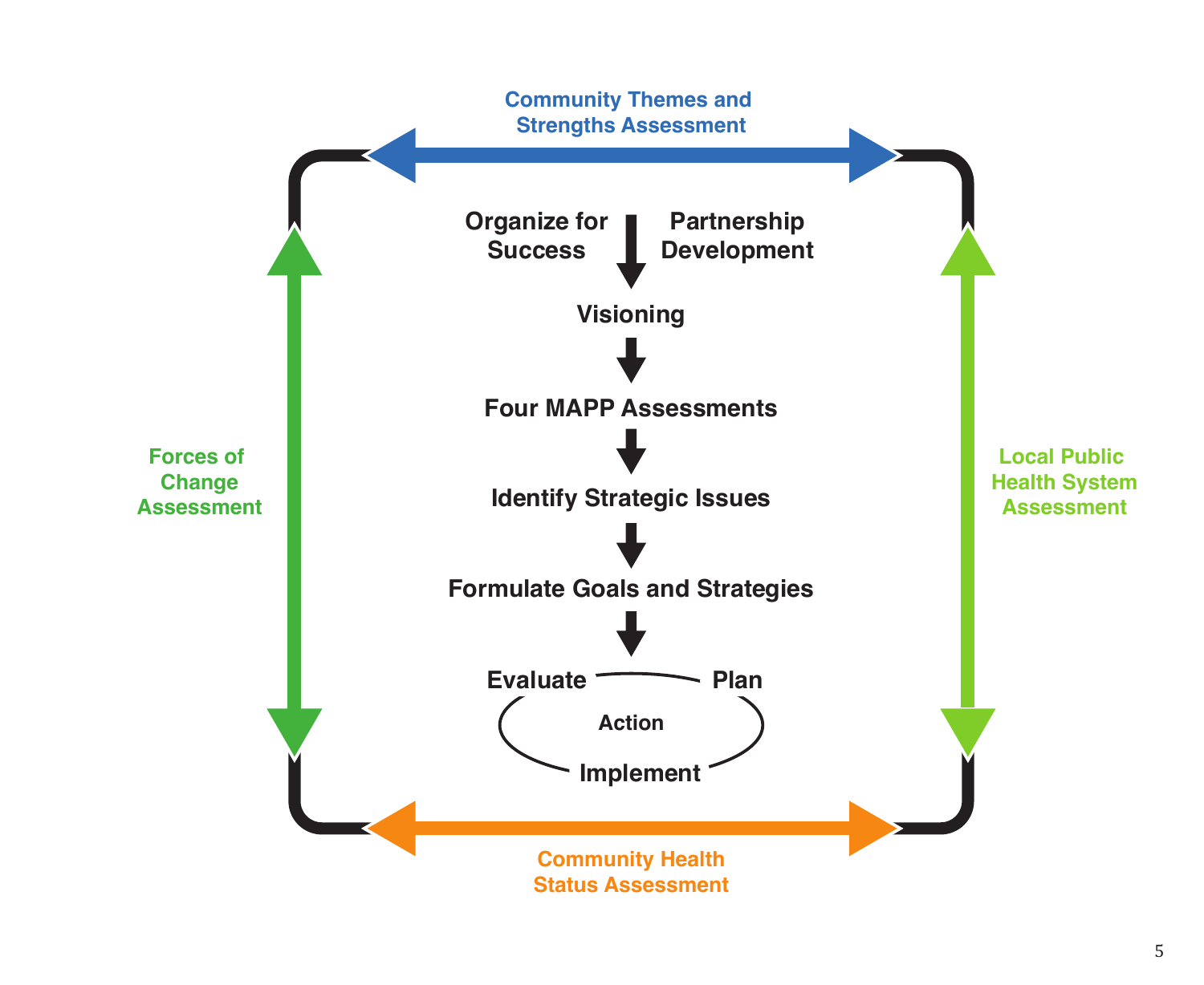Community Themes and Strengths Assessment

Organize for Success

Partnership Development

Visioning

Four MAPP Assessments

Identify Strategic Issues

Formulate Goals and Strategies

Evaluate

Plan

Action

Implement

Forces of Change Assessment

Local Public Health System Assessment

Community Health Status Assessment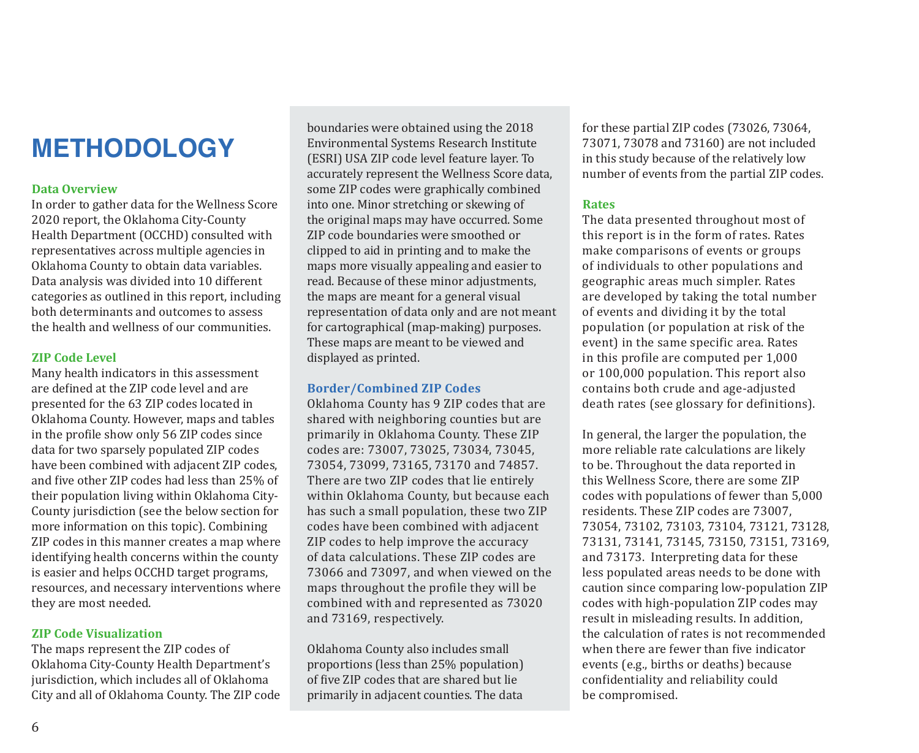# METHODOLOGY

### Data Overview

In order to gather data for the Wellness Score 2020 report, the Oklahoma City-County Health Department (OCCHD) consulted with representatives across multiple agencies in Oklahoma County to obtain data variables. Data analysis was divided into 10 different categories as outlined in this report, including both determinants and outcomes to assess the health and wellness of our communities.

### ZIP Code Level

Many health indicators in this assessment are defined at the ZIP code level and are presented for the 63 ZIP codes located in Oklahoma County. However, maps and tables in the profile show only 56 ZIP codes since data for two sparsely populated ZIP codes have been combined with adjacent ZIP codes, and five other ZIP codes had less than 25% of their population living within Oklahoma City-County jurisdiction (see the below section for more information on this topic). Combining ZIP codes in this manner creates a map where identifying health concerns within the county is easier and helps OCCHD target programs, resources, and necessary interventions where they are most needed.

### ZIP Code Visualization

The maps represent the ZIP codes of Oklahoma City-County Health Department's jurisdiction, which includes all of Oklahoma City and all of Oklahoma County. The ZIP code boundaries were obtained using the 2018 Environmental Systems Research Institute (ESRI) USA ZIP code level feature layer. To accurately represent the Wellness Score data, some ZIP codes were graphically combined into one. Minor stretching or skewing of the original maps may have occurred. Some ZIP code boundaries were smoothed or clipped to aid in printing and to make the maps more visually appealing and easier to read. Because of these minor adjustments, the maps are meant for a general visual representation of data only and are not meant for cartographical (map-making) purposes. These maps are meant to be viewed and displayed as printed.

### Border/Combined ZIP Codes

Oklahoma County has 9 ZIP codes that are shared with neighboring counties but are primarily in Oklahoma County. These ZIP codes are: 73007, 73025, 73034, 73045, 73054, 73099, 73165, 73170 and 74857. There are two ZIP codes that lie entirely within Oklahoma County, but because each has such a small population, these two ZIP codes have been combined with adjacent ZIP codes to help improve the accuracy of data calculations. These ZIP codes are 73066 and 73097, and when viewed on the maps throughout the profile they will be combined with and represented as 73020 and 73169, respectively.

Oklahoma County also includes small proportions (less than 25% population) of five ZIP codes that are shared but lie primarily in adjacent counties. The data for these partial ZIP codes (73026, 73064, 73071, 73078 and 73160) are not included in this study because of the relatively low number of events from the partial ZIP codes.

### Rates

The data presented throughout most of this report is in the form of rates. Rates make comparisons of events or groups of individuals to other populations and geographic areas much simpler. Rates are developed by taking the total number of events and dividing it by the total population (or population at risk of the event) in the same specific area. Rates in this profile are computed per 1,000 or 100,000 population. This report also contains both crude and age-adjusted death rates (see glossary for definitions).

In general, the larger the population, the more reliable rate calculations are likely to be. Throughout the data reported in this Wellness Score, there are some ZIP codes with populations of fewer than 5,000 residents. These ZIP codes are 73007, 73054, 73102, 73103, 73104, 73121, 73128, 73131, 73141, 73145, 73150, 73151, 73169, and 73173. Interpreting data for these less populated areas needs to be done with caution since comparing low-population ZIP codes with high-population ZIP codes may result in misleading results. In addition, the calculation of rates is not recommended when there are fewer than five indicator events (e.g., births or deaths) because confidentiality and reliability could be compromised.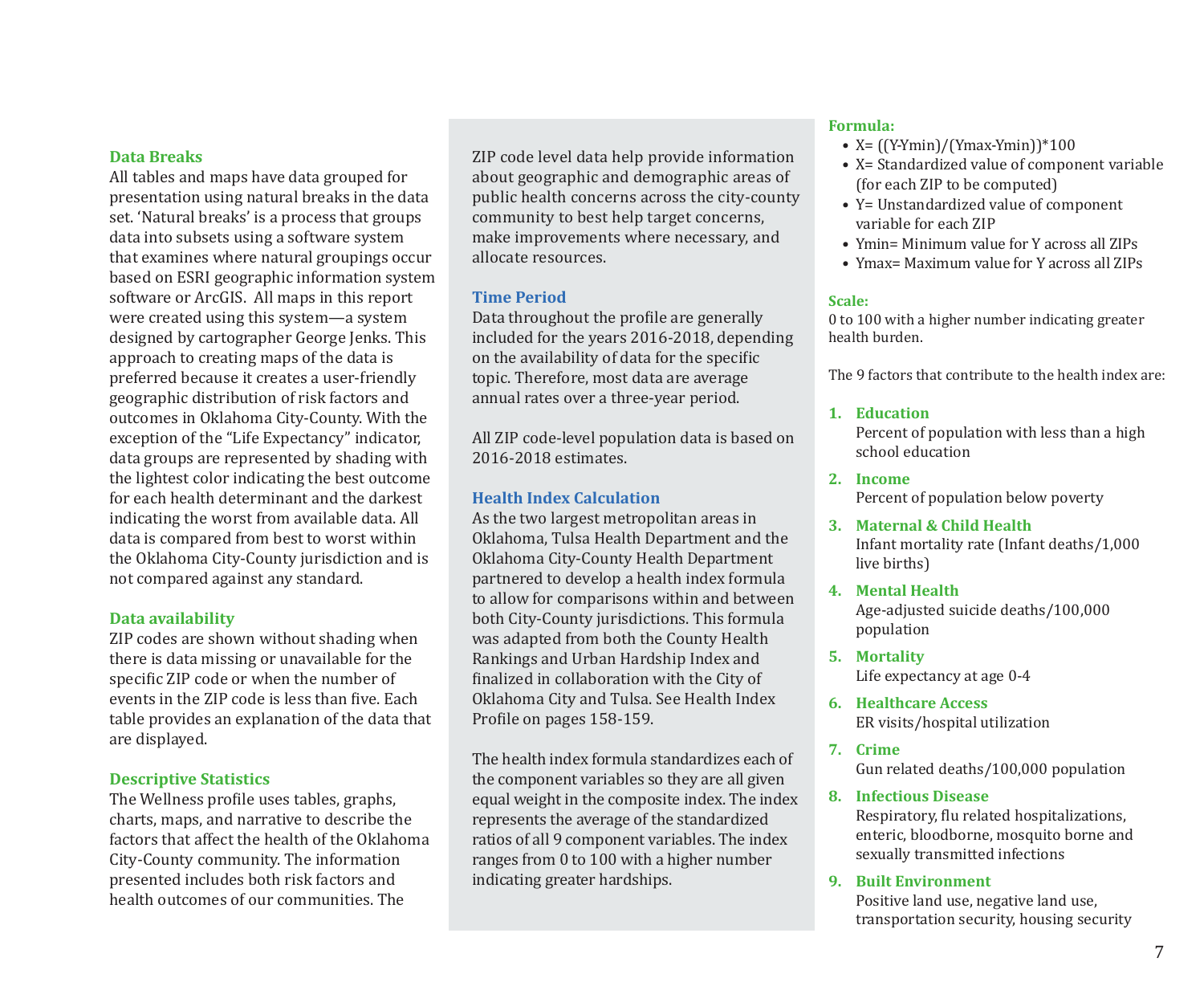### Data Breaks

All tables and maps have data grouped for presentation using natural breaks in the data set. 'Natural breaks' is a process that groups data into subsets using a software system that examines where natural groupings occur based on ESRI geographic information system software or ArcGIS. All maps in this report were created using this system—a system designed by cartographer George Jenks. This approach to creating maps of the data is preferred because it creates a user-friendly geographic distribution of risk factors and outcomes in Oklahoma City-County. With the exception of the "Life Expectancy" indicator, data groups are represented by shading with the lightest color indicating the best outcome for each health determinant and the darkest indicating the worst from available data. All data is compared from best to worst within the Oklahoma City-County jurisdiction and is not compared against any standard.

### Data availability

ZIP codes are shown without shading when there is data missing or unavailable for the specific ZIP code or when the number of events in the ZIP code is less than five. Each table provides an explanation of the data that are displayed.

### Descriptive Statistics

The Wellness profile uses tables, graphs, charts, maps, and narrative to describe the factors that affect the health of the Oklahoma City-County community. The information presented includes both risk factors and health outcomes of our communities. The ZIP code level data help provide information about geographic and demographic areas of public health concerns across the city-county community to best help target concerns, make improvements where necessary, and allocate resources.

### Time Period

Data throughout the profile are generally included for the years 2016-2018, depending on the availability of data for the specific topic. Therefore, most data are average annual rates over a three-year period.

All ZIP code-level population data is based on 2016-2018 estimates.

### Health Index Calculation

As the two largest metropolitan areas in Oklahoma, Tulsa Health Department and the Oklahoma City-County Health Department partnered to develop a health index formula to allow for comparisons within and between both City-County jurisdictions. This formula was adapted from both the County Health Rankings and Urban Hardship Index and finalized in collaboration with the City of Oklahoma City and Tulsa. See Health Index Profile on pages 158-159.

The health index formula standardizes each of the component variables so they are all given equal weight in the composite index. The index represents the average of the standardized ratios of all 9 component variables. The index ranges from 0 to 100 with a higher number indicating greater hardships.

**Formula:**

- X= ((Y-Ymin)/(Ymax-Ymin))*100
- X= Standardized value of component variable (for each ZIP to be computed)
- Y= Unstandardized value of component variable for each ZIP
- Ymin= Minimum value for Y across all ZIPs
- Ymax= Maximum value for Y across all ZIPs

**Scale:**

0 to 100 with a higher number indicating greater health burden.

The 9 factors that contribute to the health index are:

1. **Education**
   Percent of population with less than a high school education
2. **Income**
   Percent of population below poverty
3. **Maternal & Child Health**
   Infant mortality rate (Infant deaths/1,000 live births)
4. **Mental Health**
   Age-adjusted suicide deaths/100,000 population
5. **Mortality**
   Life expectancy at age 0-4
6. **Healthcare Access**
   ER visits/hospital utilization
7. **Crime**
   Gun related deaths/100,000 population
8. **Infectious Disease**
   Respiratory, flu related hospitalizations, enteric, bloodborne, mosquito borne and sexually transmitted infections
9. **Built Environment**
   Positive land use, negative land use, transportation security, housing security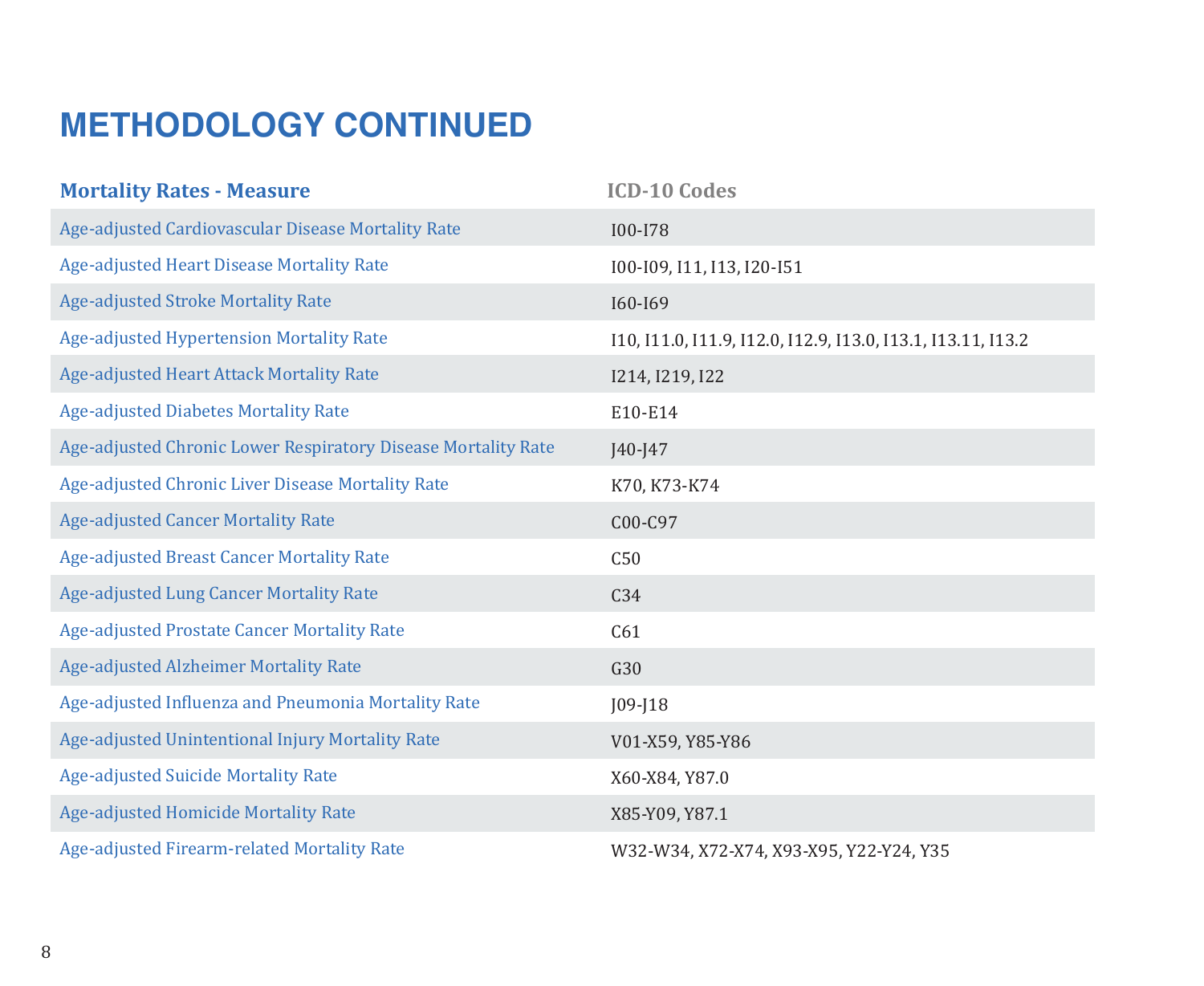# METHODOLOGY CONTINUED

| Mortality Rates - Measure | ICD-10 Codes |
|---|---|
| Age-adjusted Cardiovascular Disease Mortality Rate | I00-I78 |
| Age-adjusted Heart Disease Mortality Rate | I00-I09, I11, I13, I20-I51 |
| Age-adjusted Stroke Mortality Rate | I60-I69 |
| Age-adjusted Hypertension Mortality Rate | I10, I11.0, I11.9, I12.0, I12.9, I13.0, I13.1, I13.11, I13.2 |
| Age-adjusted Heart Attack Mortality Rate | I214, I219, I22 |
| Age-adjusted Diabetes Mortality Rate | E10-E14 |
| Age-adjusted Chronic Lower Respiratory Disease Mortality Rate | J40-J47 |
| Age-adjusted Chronic Liver Disease Mortality Rate | K70, K73-K74 |
| Age-adjusted Cancer Mortality Rate | C00-C97 |
| Age-adjusted Breast Cancer Mortality Rate | C50 |
| Age-adjusted Lung Cancer Mortality Rate | C34 |
| Age-adjusted Prostate Cancer Mortality Rate | C61 |
| Age-adjusted Alzheimer Mortality Rate | G30 |
| Age-adjusted Influenza and Pneumonia Mortality Rate | J09-J18 |
| Age-adjusted Unintentional Injury Mortality Rate | V01-X59, Y85-Y86 |
| Age-adjusted Suicide Mortality Rate | X60-X84, Y87.0 |
| Age-adjusted Homicide Mortality Rate | X85-Y09, Y87.1 |
| Age-adjusted Firearm-related Mortality Rate | W32-W34, X72-X74, X93-X95, Y22-Y24, Y35 |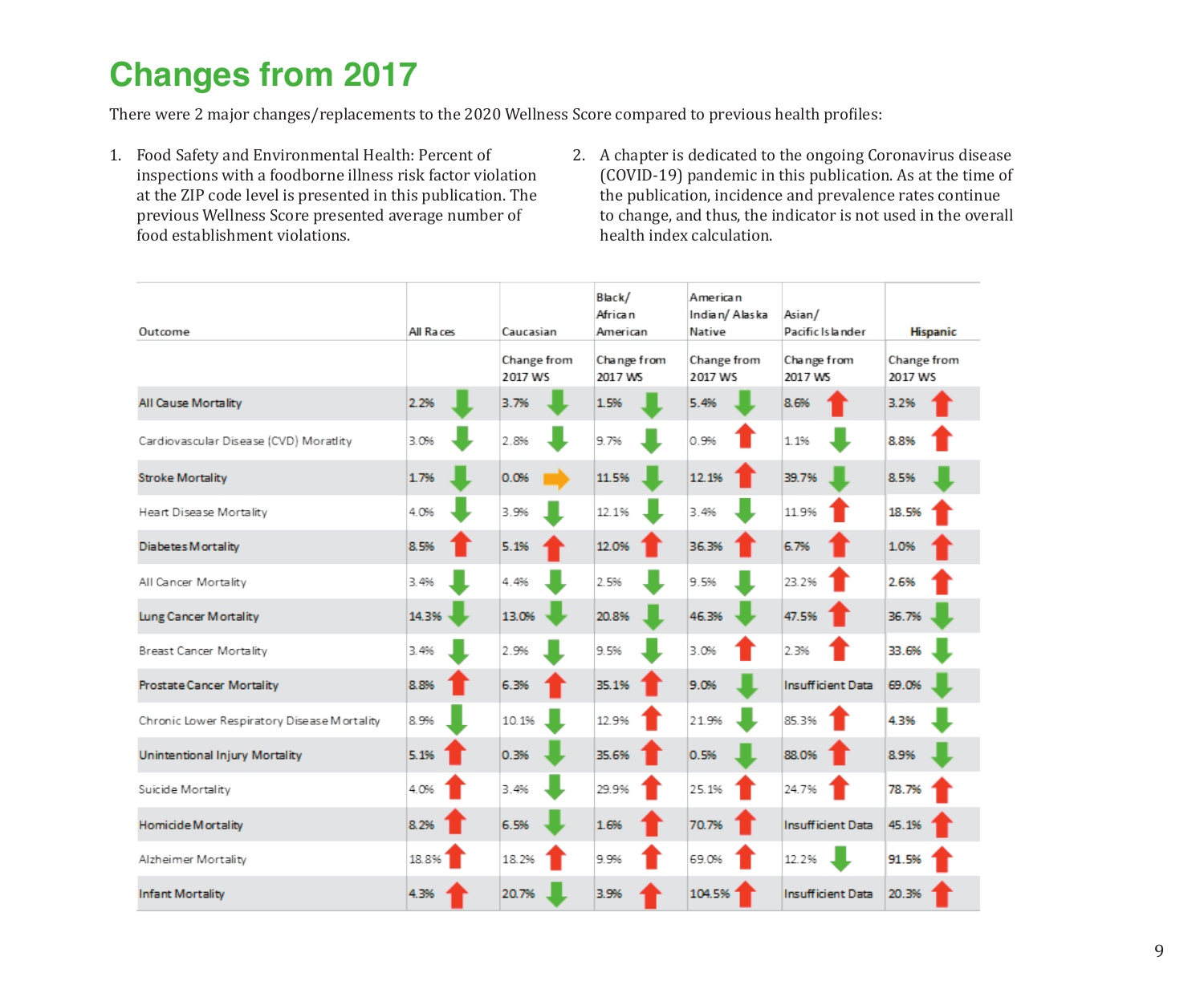# Changes from 2017

There were 2 major changes/replacements to the 2020 Wellness Score compared to previous health profiles:

1. Food Safety and Environmental Health: Percent of inspections with a foodborne illness risk factor violation at the ZIP code level is presented in this publication. The previous Wellness Score presented average number of food establishment violations.
2. A chapter is dedicated to the ongoing Coronavirus disease (COVID-19) pandemic in this publication. As at the time of the publication, incidence and prevalence rates continue to change, and thus, the indicator is not used in the overall health index calculation.

| Outcome | All Races | Caucasian | Black/ African American | American Indian/ Alaska Native | Asian/ Pacific Islander | Hispanic |
|---|---|---|---|---|---|---|
| | | Change from 2017 WS | Change from 2017 WS | Change from 2017 WS | Change from 2017 WS | Change from 2017 WS |
| All Cause Mortality | 2.2% ↓ | 3.7% ↓ | 1.5% ↓ | 5.4% ↓ | 8.6% ↑ | 3.2% ↑ |
| Cardiovascular Disease (CVD) Moratlity | 3.0% ↓ | 2.8% ↓ | 9.7% ↓ | 0.9% ↑ | 1.1% ↓ | 8.8% ↑ |
| Stroke Mortality | 1.7% ↓ | 0.0% → | 11.5% ↓ | 12.1% ↑ | 39.7% ↓ | 8.5% ↓ |
| Heart Disease Mortality | 4.0% ↓ | 3.9% ↓ | 12.1% ↓ | 3.4% ↓ | 11.9% ↑ | 18.5% ↑ |
| Diabetes Mortality | 8.5% ↑ | 5.1% ↑ | 12.0% ↑ | 36.3% ↑ | 6.7% ↑ | 1.0% ↑ |
| All Cancer Mortality | 3.4% ↓ | 4.4% ↓ | 2.5% ↓ | 9.5% ↓ | 23.2% ↑ | 2.6% ↑ |
| Lung Cancer Mortality | 14.3% ↓ | 13.0% ↓ | 20.8% ↓ | 46.3% ↓ | 47.5% ↑ | 36.7% ↓ |
| Breast Cancer Mortality | 3.4% ↓ | 2.9% ↓ | 9.5% ↓ | 3.0% ↑ | 2.3% ↑ | 33.6% ↓ |
| Prostate Cancer Mortality | 8.8% ↑ | 6.3% ↑ | 35.1% ↑ | 9.0% ↓ | Insufficient Data | 69.0% ↓ |
| Chronic Lower Respiratory Disease Mortality | 8.9% ↓ | 10.1% ↓ | 12.9% ↑ | 21.9% ↓ | 85.3% ↑ | 4.3% ↓ |
| Unintentional Injury Mortality | 5.1% ↑ | 0.3% ↓ | 35.6% ↑ | 0.5% ↓ | 88.0% ↑ | 8.9% ↓ |
| Suicide Mortality | 4.0% ↑ | 3.4% ↓ | 29.9% ↑ | 25.1% ↑ | 24.7% ↑ | 78.7% ↑ |
| Homicide Mortality | 8.2% ↑ | 6.5% ↓ | 1.6% ↑ | 70.7% ↑ | Insufficient Data | 45.1% ↑ |
| Alzheimer Mortality | 18.8% ↑ | 18.2% ↑ | 9.9% ↑ | 69.0% ↑ | 12.2% ↓ | 91.5% ↑ |
| Infant Mortality | 4.3% ↑ | 20.7% ↓ | 3.9% ↑ | 104.5% ↑ | Insufficient Data | 20.3% ↑ |